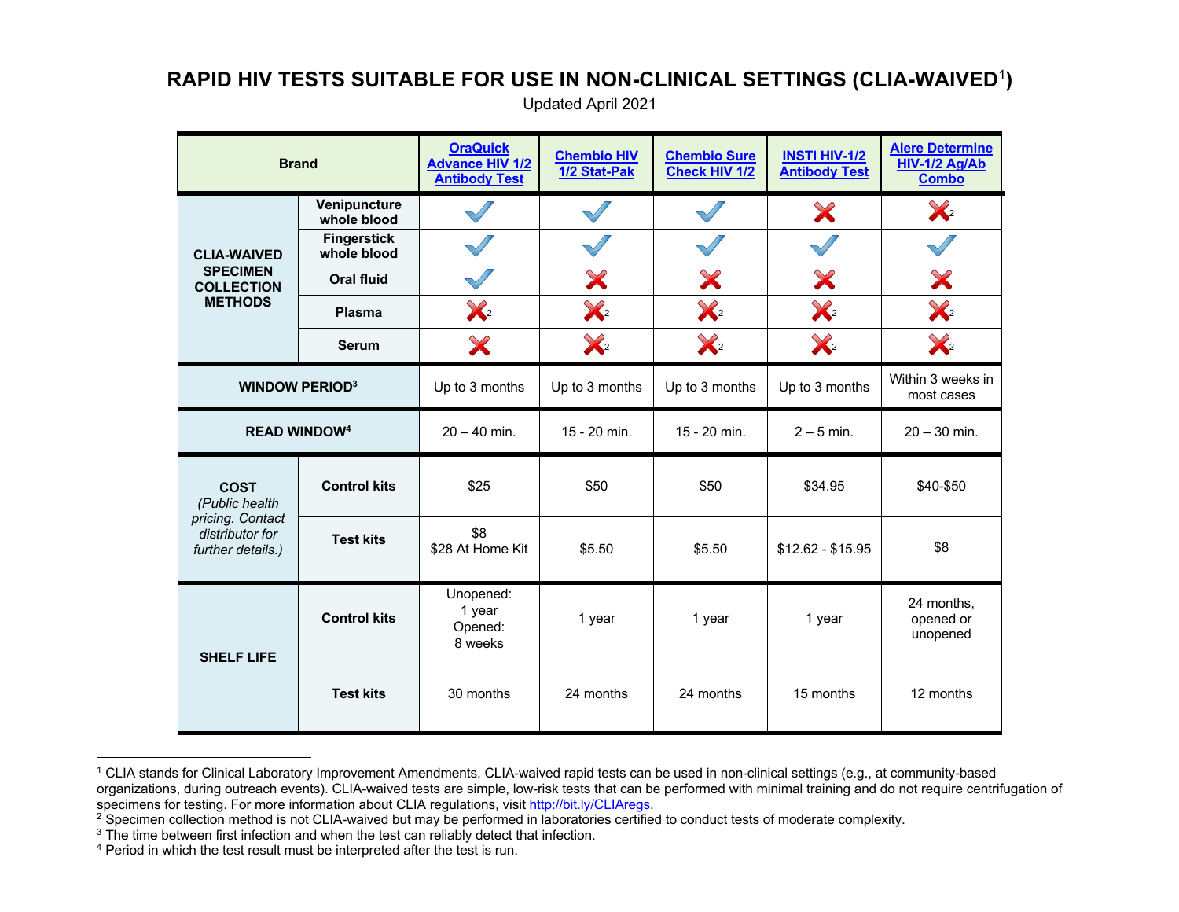# RAPID HIV TESTS SUITABLE FOR USE IN NON-CLINICAL SETTINGS (CLIA-WAIVED[1])

Updated April 2021

| Brand | | OraQuick Advance HIV 1/2 Antibody Test | Chembio HIV 1/2 Stat-Pak | Chembio Sure Check HIV 1/2 | INSTI HIV-1/2 Antibody Test | Alere Determine HIV-1/2 Ag/Ab Combo |
|---|---|---|---|---|---|---|
| CLIA-WAIVED SPECIMEN COLLECTION METHODS | Venipuncture whole blood | ✓ | ✓ | ✓ | ✗ | ✗[2] |
| | Fingerstick whole blood | ✓ | ✓ | ✓ | ✓ | ✓ |
| | Oral fluid | ✓ | ✗ | ✗ | ✗ | ✗ |
| | Plasma | ✗[2] | ✗[2] | ✗[2] | ✗[2] | ✗[2] |
| | Serum | ✗ | ✗[2] | ✗[2] | ✗[2] | ✗[2] |
| WINDOW PERIOD[3] | | Up to 3 months | Up to 3 months | Up to 3 months | Up to 3 months | Within 3 weeks in most cases |
| READ WINDOW[4] | | 20 – 40 min. | 15 - 20 min. | 15 - 20 min. | 2 – 5 min. | 20 – 30 min. |
| COST *(Public health pricing. Contact distributor for further details.)* | Control kits | $25 | $50 | $50 | $34.95 | $40-$50 |
| | Test kits | $8<br>$28 At Home Kit | $5.50 | $5.50 | $12.62 - $15.95 | $8 |
| SHELF LIFE | Control kits | Unopened: 1 year<br>Opened: 8 weeks | 1 year | 1 year | 1 year | 24 months, opened or unopened |
| | Test kits | 30 months | 24 months | 24 months | 15 months | 12 months |

[1] CLIA stands for Clinical Laboratory Improvement Amendments. CLIA-waived rapid tests can be used in non-clinical settings (e.g., at community-based organizations, during outreach events). CLIA-waived tests are simple, low-risk tests that can be performed with minimal training and do not require centrifugation of specimens for testing. For more information about CLIA regulations, visit http://bit.ly/CLIAregs.

[2] Specimen collection method is not CLIA-waived but may be performed in laboratories certified to conduct tests of moderate complexity.

[3] The time between first infection and when the test can reliably detect that infection.

[4] Period in which the test result must be interpreted after the test is run.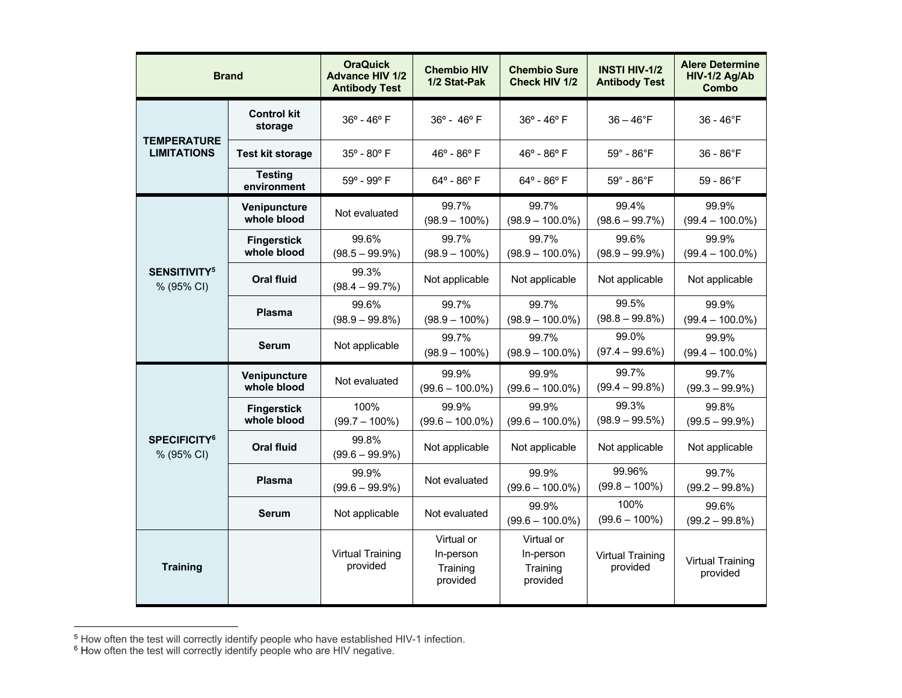| Brand | | OraQuick Advance HIV 1/2 Antibody Test | Chembio HIV 1/2 Stat-Pak | Chembio Sure Check HIV 1/2 | INSTI HIV-1/2 Antibody Test | Alere Determine HIV-1/2 Ag/Ab Combo |
|---|---|---|---|---|---|---|
| TEMPERATURE LIMITATIONS | Control kit storage | 36º - 46º F | 36º - 46º F | 36º - 46º F | 36 – 46°F | 36 - 46°F |
| | Test kit storage | 35º - 80º F | 46º - 86º F | 46º - 86º F | 59° - 86°F | 36 - 86°F |
| | Testing environment | 59º - 99º F | 64º - 86º F | 64º - 86º F | 59° - 86°F | 59 - 86°F |
| SENSITIVITY[5] % (95% CI) | Venipuncture whole blood | Not evaluated | 99.7% (98.9 – 100%) | 99.7% (98.9 – 100.0%) | 99.4% (98.6 – 99.7%) | 99.9% (99.4 – 100.0%) |
| | Fingerstick whole blood | 99.6% (98.5 – 99.9%) | 99.7% (98.9 – 100%) | 99.7% (98.9 – 100.0%) | 99.6% (98.9 – 99.9%) | 99.9% (99.4 – 100.0%) |
| | Oral fluid | 99.3% (98.4 – 99.7%) | Not applicable | Not applicable | Not applicable | Not applicable |
| | Plasma | 99.6% (98.9 – 99.8%) | 99.7% (98.9 – 100%) | 99.7% (98.9 – 100.0%) | 99.5% (98.8 – 99.8%) | 99.9% (99.4 – 100.0%) |
| | Serum | Not applicable | 99.7% (98.9 – 100%) | 99.7% (98.9 – 100.0%) | 99.0% (97.4 – 99.6%) | 99.9% (99.4 – 100.0%) |
| SPECIFICITY[6] % (95% CI) | Venipuncture whole blood | Not evaluated | 99.9% (99.6 – 100.0%) | 99.9% (99.6 – 100.0%) | 99.7% (99.4 – 99.8%) | 99.7% (99.3 – 99.9%) |
| | Fingerstick whole blood | 100% (99.7 – 100%) | 99.9% (99.6 – 100.0%) | 99.9% (99.6 – 100.0%) | 99.3% (98.9 – 99.5%) | 99.8% (99.5 – 99.9%) |
| | Oral fluid | 99.8% (99.6 – 99.9%) | Not applicable | Not applicable | Not applicable | Not applicable |
| | Plasma | 99.9% (99.6 – 99.9%) | Not evaluated | 99.9% (99.6 – 100.0%) | 99.96% (99.8 – 100%) | 99.7% (99.2 – 99.8%) |
| | Serum | Not applicable | Not evaluated | 99.9% (99.6 – 100.0%) | 100% (99.6 – 100%) | 99.6% (99.2 – 99.8%) |
| Training | | Virtual Training provided | Virtual or In-person Training provided | Virtual or In-person Training provided | Virtual Training provided | Virtual Training provided |

[5] How often the test will correctly identify people who have established HIV-1 infection.
[6] How often the test will correctly identify people who are HIV negative.